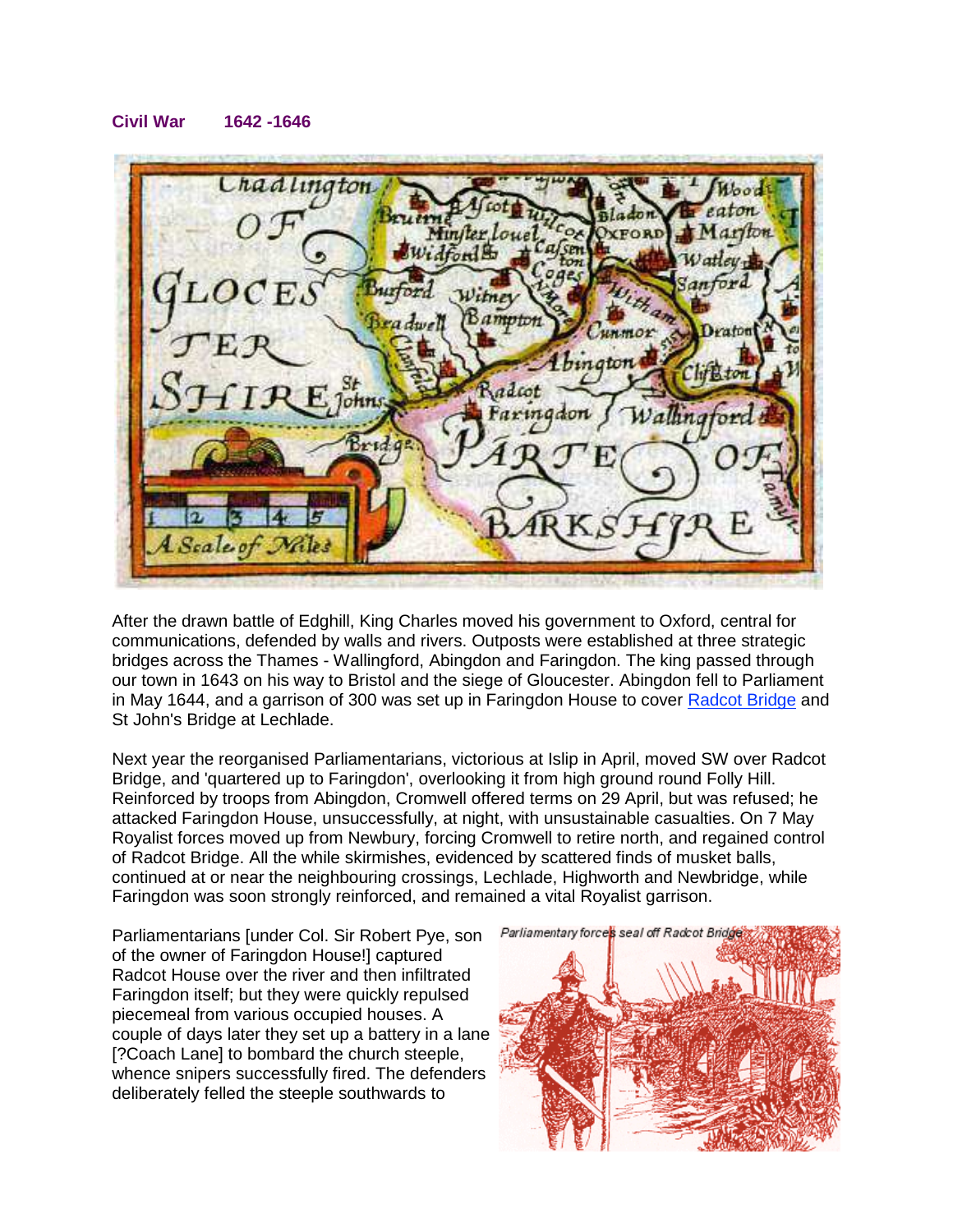**Civil War 1642 -1646**

After the drawn battle of Edghill, King Charles moved his government to Oxford, central for communications, defended by walls and rivers. Outposts were established at three strategic bridges across the Thames - Wallingford, Abingdon and Faringdon. The king passed through our town in 1643 on his way to Bristol and the siege of Gloucester. Abingdon fell to Parliament in May 1644, and a garrison of 300 was set up in Faringdon House to cover Radcot Bridge and St John's Bridge at Lechlade.

Next year the reorganised Parliamentarians, victorious at Islip in April, moved SW over Radcot Bridge, and 'quartered up to Faringdon', overlooking it from high ground round Folly Hill. Reinforced by troops from Abingdon, Cromwell offered terms on 29 April, but was refused; he attacked Faringdon House, unsuccessfully, at night, with unsustainable casualties. On 7 May Royalist forces moved up from Newbury, forcing Cromwell to retire north, and regained control of Radcot Bridge. All the while skirmishes, evidenced by scattered finds of musket balls, continued at or near the neighbouring crossings, Lechlade, Highworth and Newbridge, while Faringdon was soon strongly reinforced, and remained a vital Royalist garrison.

Parliamentarians [under Col. Sir Robert Pye, son of the owner of Faringdon House!] captured Radcot House over the river and then infiltrated Faringdon itself; but they were quickly repulsed piecemeal from various occupied houses. A couple of days later they set up a battery in a lane [?Coach Lane] to bombard the church steeple, whence snipers successfully fired. The defenders deliberately felled the steeple southwards to

*Parliamentary forces seal off Radcot Bridge*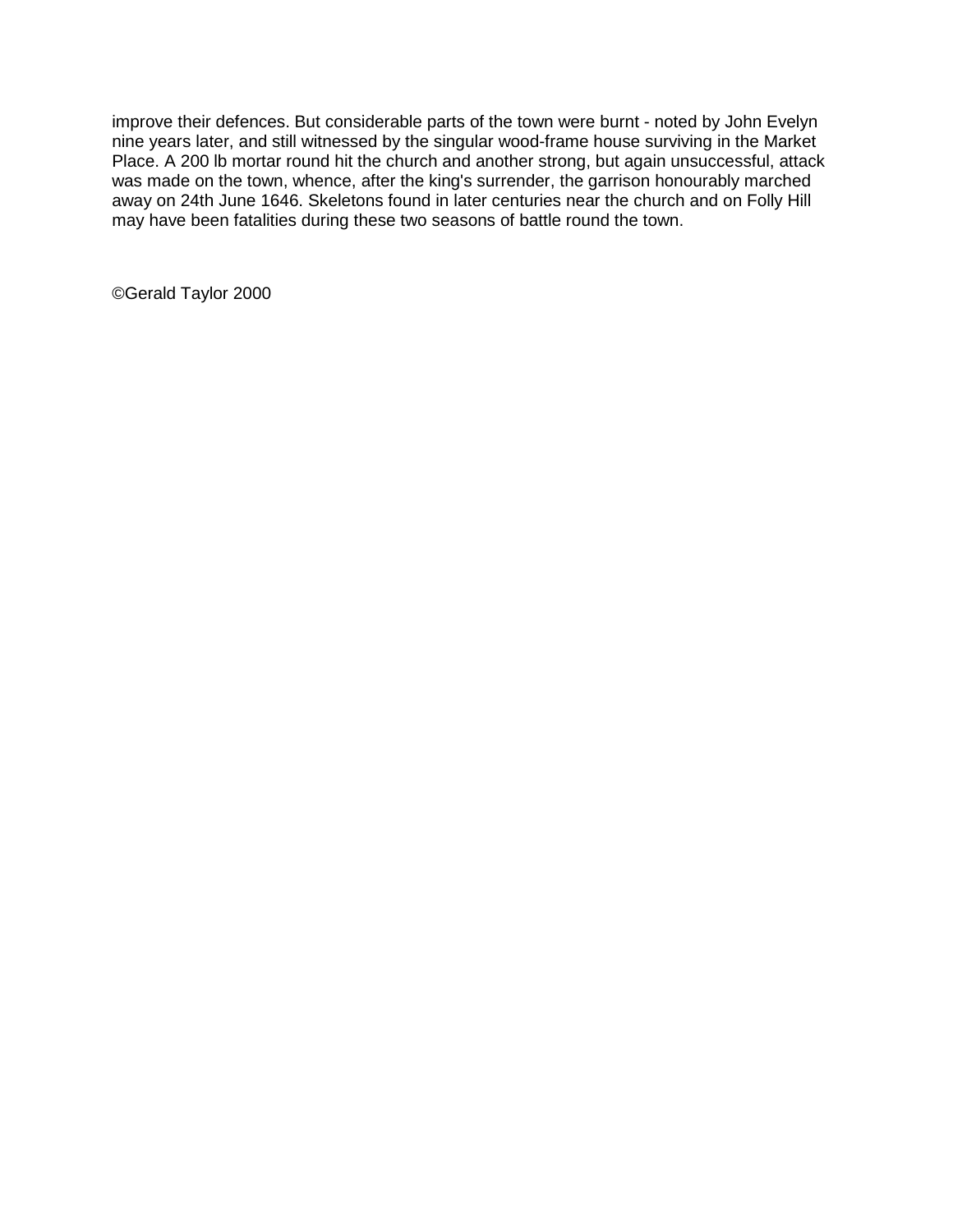improve their defences. But considerable parts of the town were burnt - noted by John Evelyn nine years later, and still witnessed by the singular wood-frame house surviving in the Market Place. A 200 lb mortar round hit the church and another strong, but again unsuccessful, attack was made on the town, whence, after the king's surrender, the garrison honourably marched away on 24th June 1646. Skeletons found in later centuries near the church and on Folly Hill may have been fatalities during these two seasons of battle round the town.

©Gerald Taylor 2000